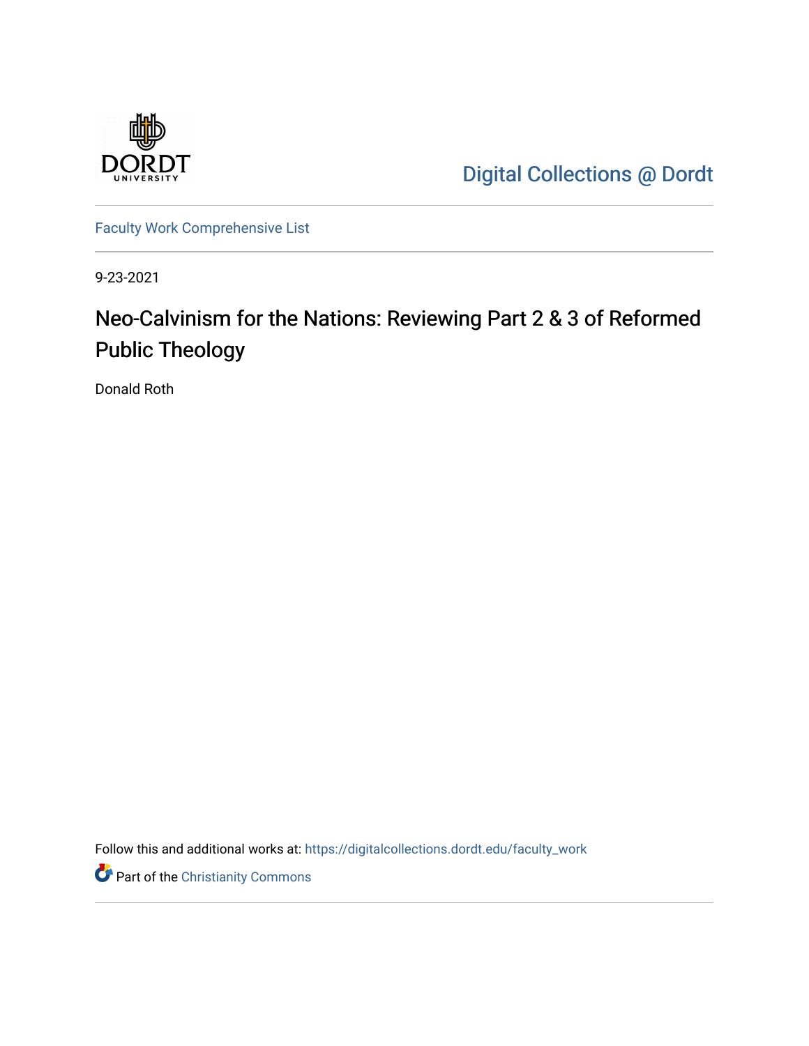Digital Collections @ Dordt

Faculty Work Comprehensive List

9-23-2021

# Neo-Calvinism for the Nations: Reviewing Part 2 & 3 of Reformed Public Theology

Donald Roth

Follow this and additional works at: https://digitalcollections.dordt.edu/faculty_work

Part of the Christianity Commons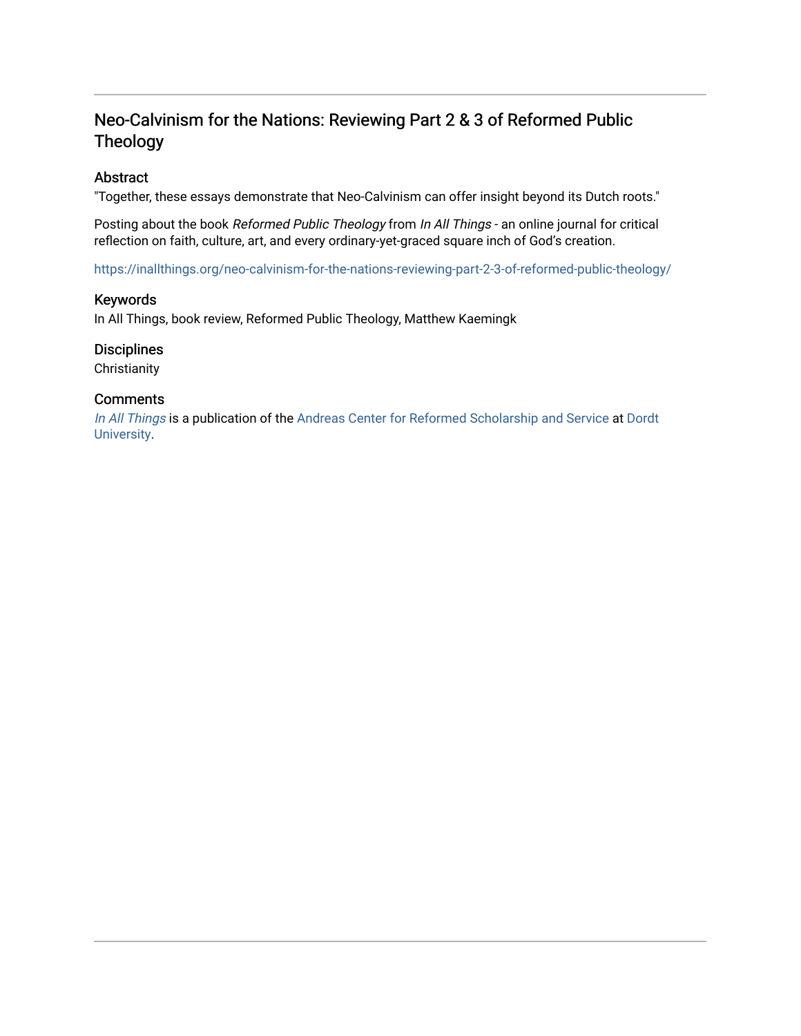# Neo-Calvinism for the Nations: Reviewing Part 2 & 3 of Reformed Public Theology

## Abstract

"Together, these essays demonstrate that Neo-Calvinism can offer insight beyond its Dutch roots."

Posting about the book *Reformed Public Theology* from *In All Things* - an online journal for critical reflection on faith, culture, art, and every ordinary-yet-graced square inch of God's creation.

https://inallthings.org/neo-calvinism-for-the-nations-reviewing-part-2-3-of-reformed-public-theology/

## Keywords

In All Things, book review, Reformed Public Theology, Matthew Kaemingk

## Disciplines

Christianity

## Comments

*In All Things* is a publication of the Andreas Center for Reformed Scholarship and Service at Dordt University.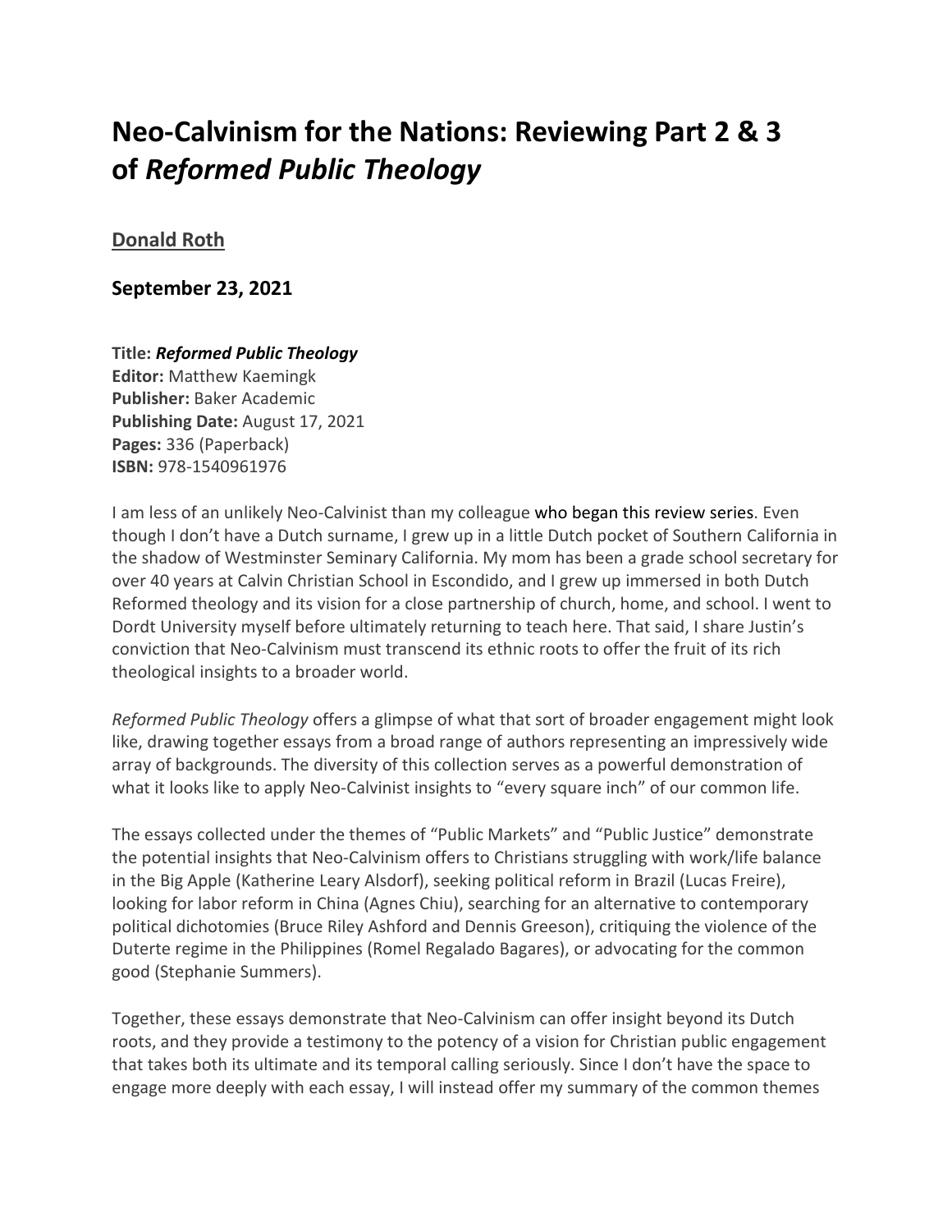# Neo-Calvinism for the Nations: Reviewing Part 2 & 3 of *Reformed Public Theology*

**Donald Roth**

**September 23, 2021**

**Title:** ***Reformed Public Theology***
**Editor:** Matthew Kaemingk
**Publisher:** Baker Academic
**Publishing Date:** August 17, 2021
**Pages:** 336 (Paperback)
**ISBN:** 978-1540961976

I am less of an unlikely Neo-Calvinist than my colleague who began this review series. Even though I don't have a Dutch surname, I grew up in a little Dutch pocket of Southern California in the shadow of Westminster Seminary California. My mom has been a grade school secretary for over 40 years at Calvin Christian School in Escondido, and I grew up immersed in both Dutch Reformed theology and its vision for a close partnership of church, home, and school. I went to Dordt University myself before ultimately returning to teach here. That said, I share Justin's conviction that Neo-Calvinism must transcend its ethnic roots to offer the fruit of its rich theological insights to a broader world.

*Reformed Public Theology* offers a glimpse of what that sort of broader engagement might look like, drawing together essays from a broad range of authors representing an impressively wide array of backgrounds. The diversity of this collection serves as a powerful demonstration of what it looks like to apply Neo-Calvinist insights to "every square inch" of our common life.

The essays collected under the themes of "Public Markets" and "Public Justice" demonstrate the potential insights that Neo-Calvinism offers to Christians struggling with work/life balance in the Big Apple (Katherine Leary Alsdorf), seeking political reform in Brazil (Lucas Freire), looking for labor reform in China (Agnes Chiu), searching for an alternative to contemporary political dichotomies (Bruce Riley Ashford and Dennis Greeson), critiquing the violence of the Duterte regime in the Philippines (Romel Regalado Bagares), or advocating for the common good (Stephanie Summers).

Together, these essays demonstrate that Neo-Calvinism can offer insight beyond its Dutch roots, and they provide a testimony to the potency of a vision for Christian public engagement that takes both its ultimate and its temporal calling seriously. Since I don't have the space to engage more deeply with each essay, I will instead offer my summary of the common themes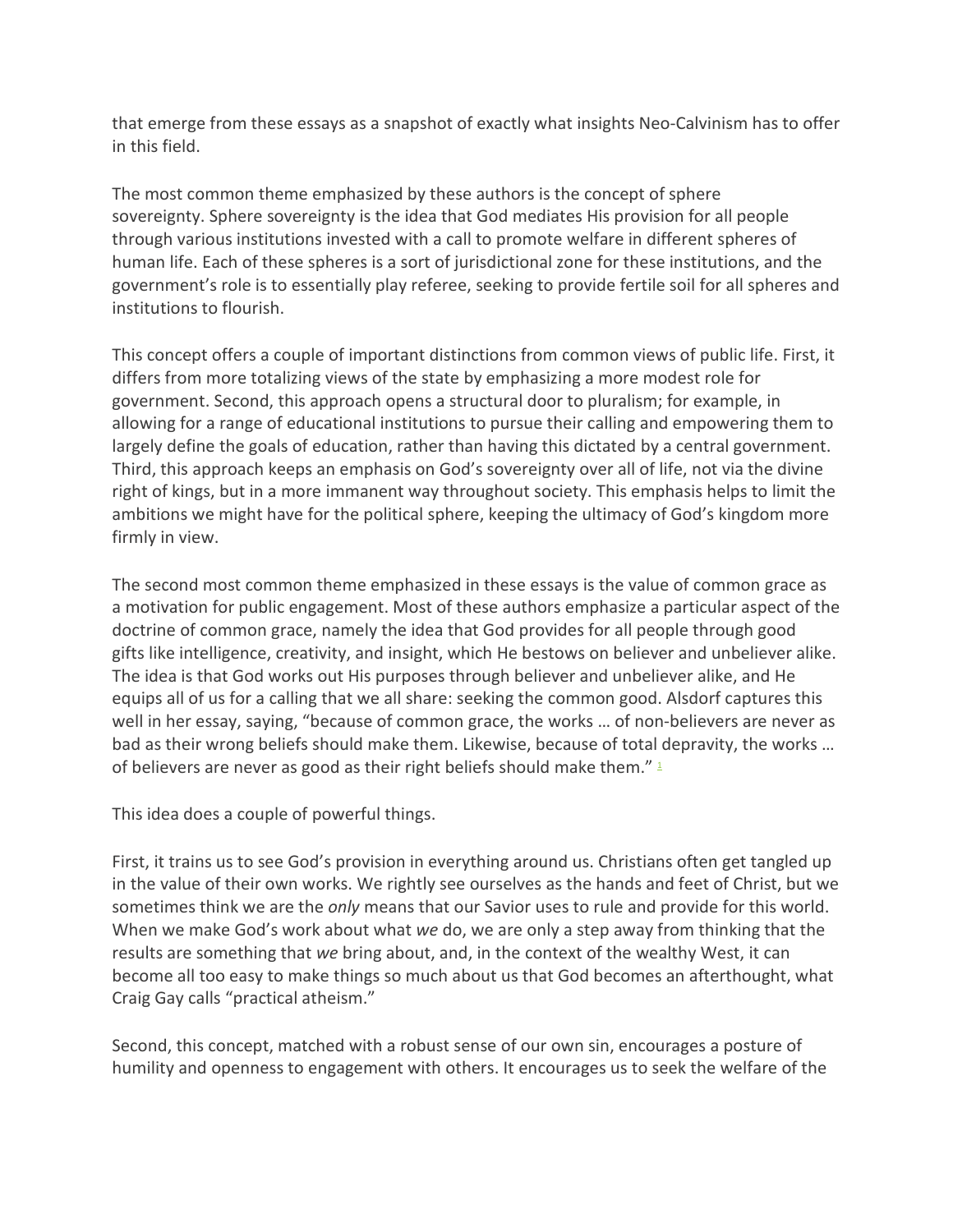that emerge from these essays as a snapshot of exactly what insights Neo-Calvinism has to offer in this field.

The most common theme emphasized by these authors is the concept of sphere sovereignty. Sphere sovereignty is the idea that God mediates His provision for all people through various institutions invested with a call to promote welfare in different spheres of human life. Each of these spheres is a sort of jurisdictional zone for these institutions, and the government's role is to essentially play referee, seeking to provide fertile soil for all spheres and institutions to flourish.

This concept offers a couple of important distinctions from common views of public life. First, it differs from more totalizing views of the state by emphasizing a more modest role for government. Second, this approach opens a structural door to pluralism; for example, in allowing for a range of educational institutions to pursue their calling and empowering them to largely define the goals of education, rather than having this dictated by a central government. Third, this approach keeps an emphasis on God's sovereignty over all of life, not via the divine right of kings, but in a more immanent way throughout society. This emphasis helps to limit the ambitions we might have for the political sphere, keeping the ultimacy of God's kingdom more firmly in view.

The second most common theme emphasized in these essays is the value of common grace as a motivation for public engagement. Most of these authors emphasize a particular aspect of the doctrine of common grace, namely the idea that God provides for all people through good gifts like intelligence, creativity, and insight, which He bestows on believer and unbeliever alike. The idea is that God works out His purposes through believer and unbeliever alike, and He equips all of us for a calling that we all share: seeking the common good. Alsdorf captures this well in her essay, saying, "because of common grace, the works … of non-believers are never as bad as their wrong beliefs should make them. Likewise, because of total depravity, the works … of believers are never as good as their right beliefs should make them." [1]

This idea does a couple of powerful things.

First, it trains us to see God's provision in everything around us. Christians often get tangled up in the value of their own works. We rightly see ourselves as the hands and feet of Christ, but we sometimes think we are the *only* means that our Savior uses to rule and provide for this world. When we make God's work about what *we* do, we are only a step away from thinking that the results are something that *we* bring about, and, in the context of the wealthy West, it can become all too easy to make things so much about us that God becomes an afterthought, what Craig Gay calls "practical atheism."

Second, this concept, matched with a robust sense of our own sin, encourages a posture of humility and openness to engagement with others. It encourages us to seek the welfare of the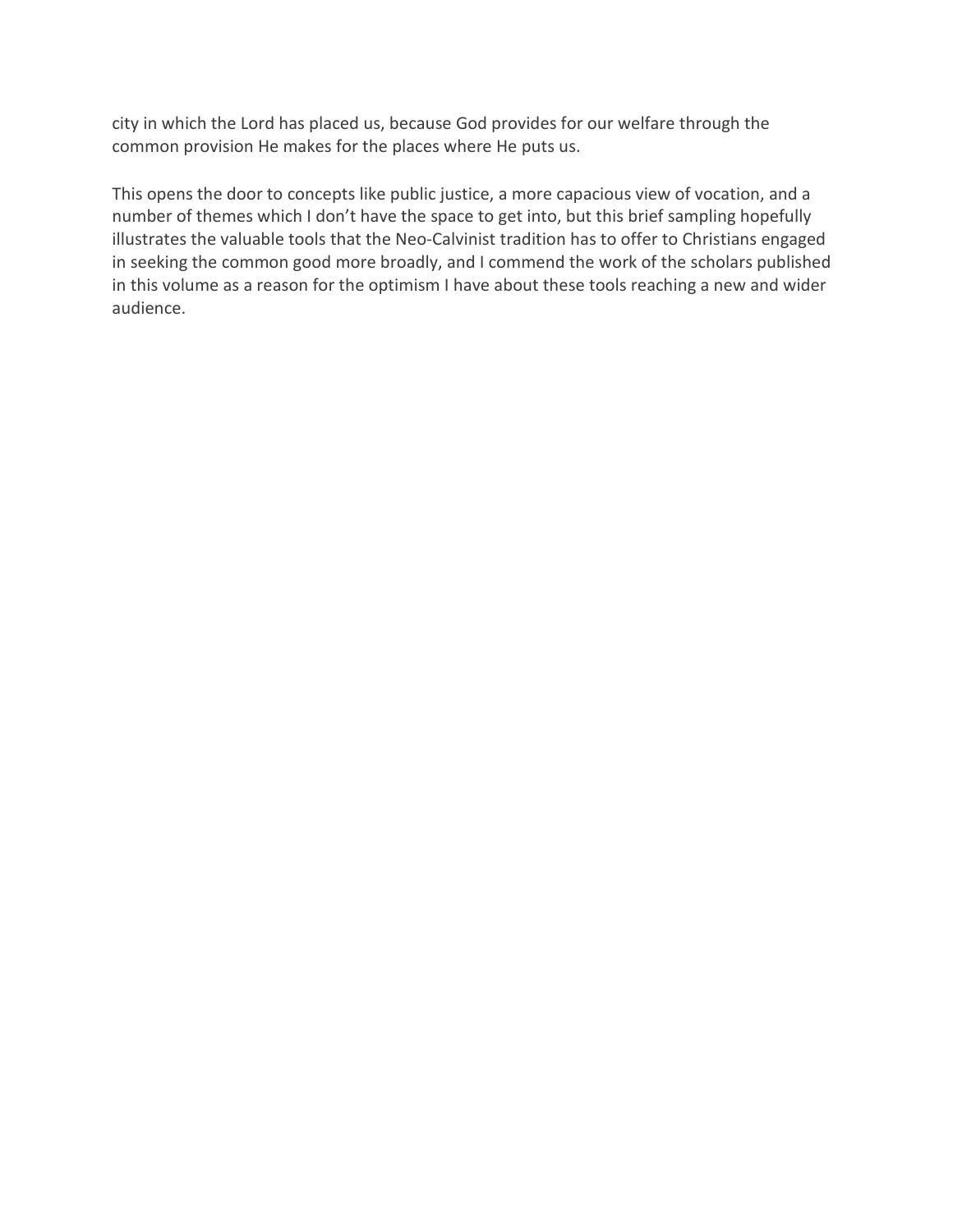city in which the Lord has placed us, because God provides for our welfare through the common provision He makes for the places where He puts us.

This opens the door to concepts like public justice, a more capacious view of vocation, and a number of themes which I don't have the space to get into, but this brief sampling hopefully illustrates the valuable tools that the Neo-Calvinist tradition has to offer to Christians engaged in seeking the common good more broadly, and I commend the work of the scholars published in this volume as a reason for the optimism I have about these tools reaching a new and wider audience.